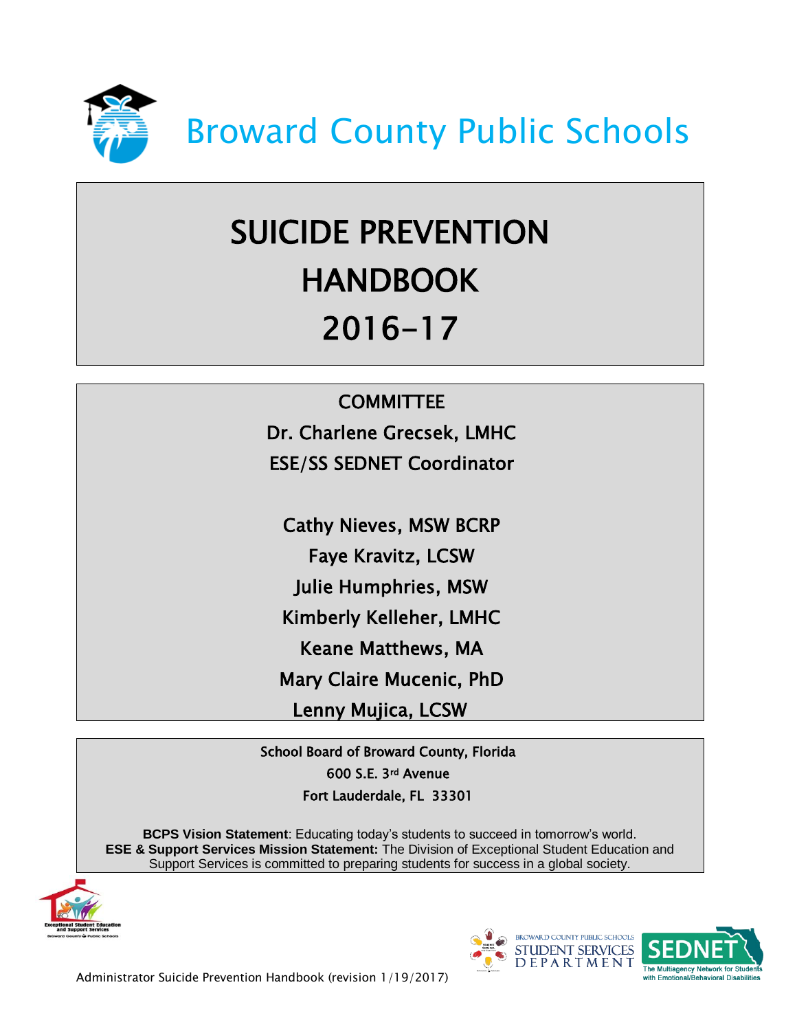# Broward County Public Schools

# SUICIDE PREVENTION HANDBOOK 2016-17

**COMMITTEE**

**Dr. Charlene Grecsek, LMHC**
**ESE/SS SEDNET Coordinator**

**Cathy Nieves, MSW BCRP**
**Faye Kravitz, LCSW**
**Julie Humphries, MSW**
**Kimberly Kelleher, LMHC**
**Keane Matthews, MA**
**Mary Claire Mucenic, PhD**
**Lenny Mujica, LCSW**

School Board of Broward County, Florida
600 S.E. 3rd Avenue
Fort Lauderdale, FL 33301

**BCPS Vision Statement**: Educating today's students to succeed in tomorrow's world.
**ESE & Support Services Mission Statement:** The Division of Exceptional Student Education and Support Services is committed to preparing students for success in a global society.

Exceptional Student Education and Support Services
Broward County Public Schools

Broward County Public Schools Student Services Department

SEDNET
The Multiagency Network for Students with Emotional/Behavioral Disabilities

Administrator Suicide Prevention Handbook (revision 1/19/2017)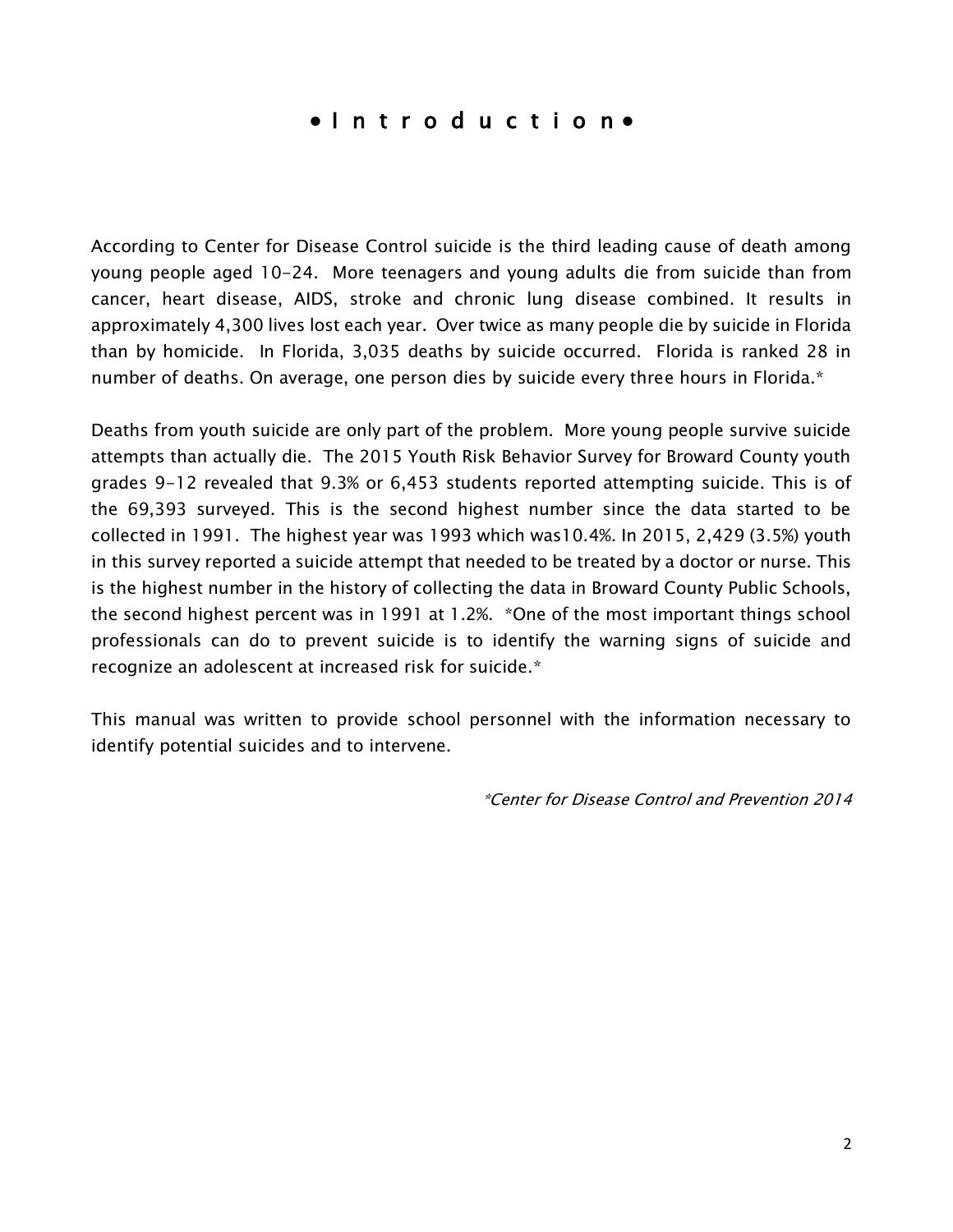# • I n t r o d u c t i o n •

According to Center for Disease Control suicide is the third leading cause of death among young people aged 10-24. More teenagers and young adults die from suicide than from cancer, heart disease, AIDS, stroke and chronic lung disease combined. It results in approximately 4,300 lives lost each year. Over twice as many people die by suicide in Florida than by homicide. In Florida, 3,035 deaths by suicide occurred. Florida is ranked 28 in number of deaths. On average, one person dies by suicide every three hours in Florida.*

Deaths from youth suicide are only part of the problem. More young people survive suicide attempts than actually die. The 2015 Youth Risk Behavior Survey for Broward County youth grades 9-12 revealed that 9.3% or 6,453 students reported attempting suicide. This is of the 69,393 surveyed. This is the second highest number since the data started to be collected in 1991. The highest year was 1993 which was10.4%. In 2015, 2,429 (3.5%) youth in this survey reported a suicide attempt that needed to be treated by a doctor or nurse. This is the highest number in the history of collecting the data in Broward County Public Schools, the second highest percent was in 1991 at 1.2%. *One of the most important things school professionals can do to prevent suicide is to identify the warning signs of suicide and recognize an adolescent at increased risk for suicide.*

This manual was written to provide school personnel with the information necessary to identify potential suicides and to intervene.

*\*Center for Disease Control and Prevention 2014*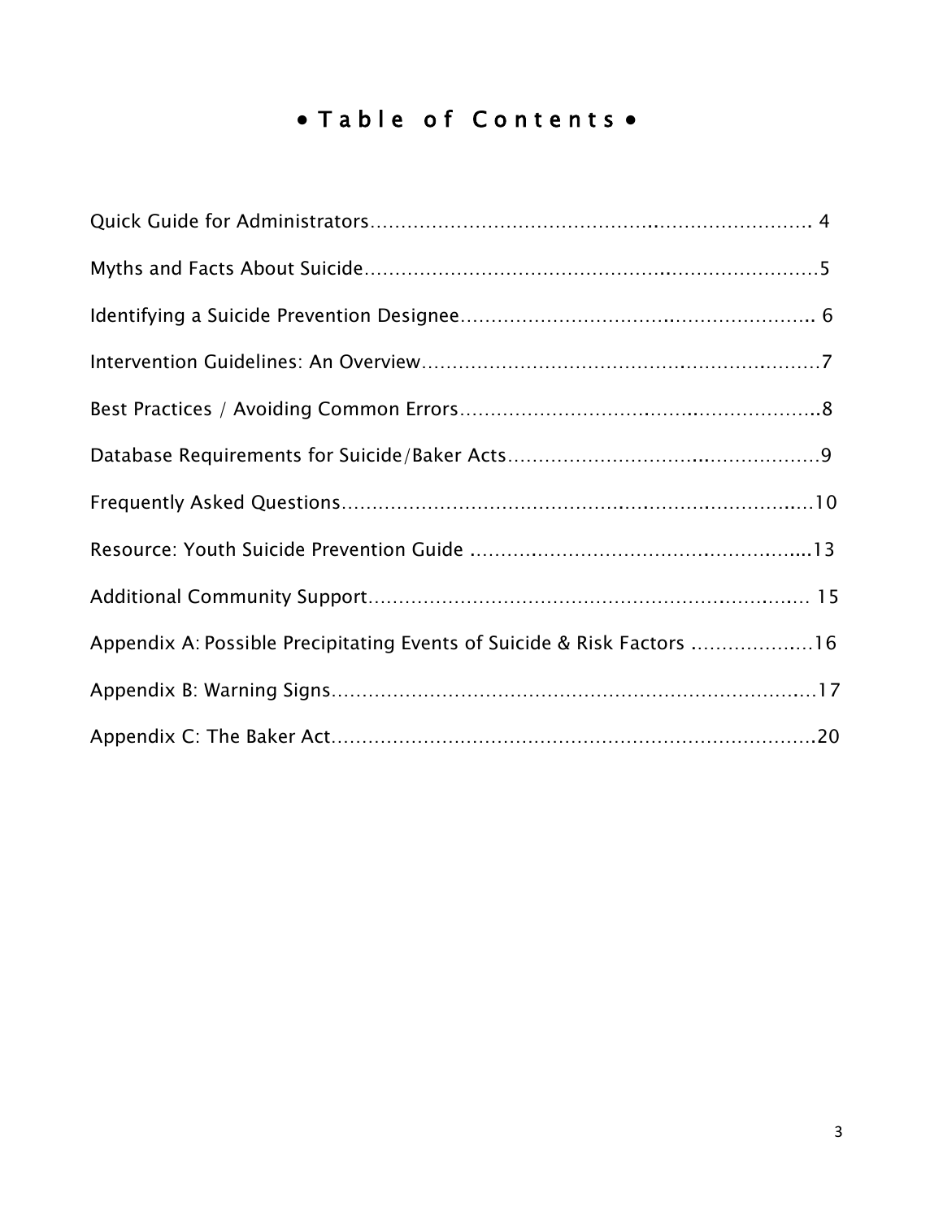# • Table of Contents •

Quick Guide for Administrators.................................................................. 4

Myths and Facts About Suicide..................................................................5

Identifying a Suicide Prevention Designee.................................................... 6

Intervention Guidelines: An Overview...........................................................7

Best Practices / Avoiding Common Errors.....................................................8

Database Requirements for Suicide/Baker Acts.............................................9

Frequently Asked Questions.......................................................................10

Resource: Youth Suicide Prevention Guide ..................................................13

Additional Community Support.................................................................. 15

Appendix A: Possible Precipitating Events of Suicide & Risk Factors ...................16

Appendix B: Warning Signs.......................................................................17

Appendix C: The Baker Act.......................................................................20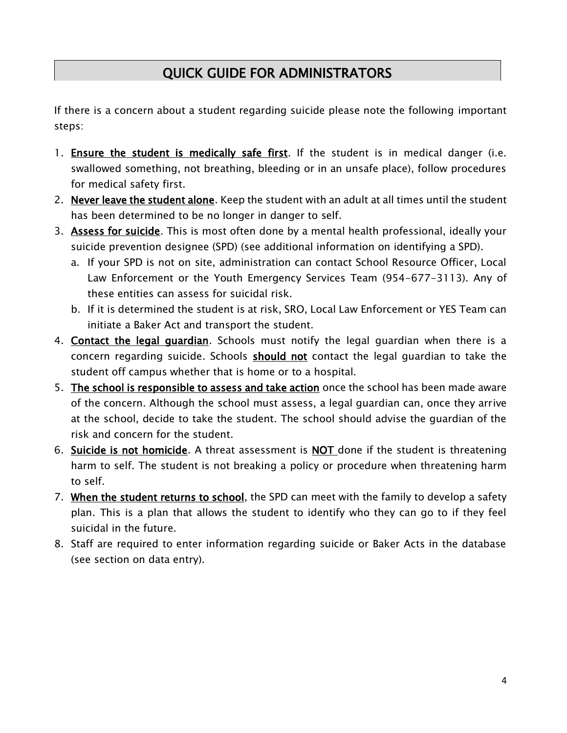# QUICK GUIDE FOR ADMINISTRATORS

If there is a concern about a student regarding suicide please note the following important steps:

1. **Ensure the student is medically safe first**. If the student is in medical danger (i.e. swallowed something, not breathing, bleeding or in an unsafe place), follow procedures for medical safety first.
2. **Never leave the student alone**. Keep the student with an adult at all times until the student has been determined to be no longer in danger to self.
3. **Assess for suicide**. This is most often done by a mental health professional, ideally your suicide prevention designee (SPD) (see additional information on identifying a SPD).
   a. If your SPD is not on site, administration can contact School Resource Officer, Local Law Enforcement or the Youth Emergency Services Team (954-677-3113). Any of these entities can assess for suicidal risk.
   b. If it is determined the student is at risk, SRO, Local Law Enforcement or YES Team can initiate a Baker Act and transport the student.
4. **Contact the legal guardian**. Schools must notify the legal guardian when there is a concern regarding suicide. Schools **should not** contact the legal guardian to take the student off campus whether that is home or to a hospital.
5. **The school is responsible to assess and take action** once the school has been made aware of the concern. Although the school must assess, a legal guardian can, once they arrive at the school, decide to take the student. The school should advise the guardian of the risk and concern for the student.
6. **Suicide is not homicide**. A threat assessment is **NOT** done if the student is threatening harm to self. The student is not breaking a policy or procedure when threatening harm to self.
7. **When the student returns to school**, the SPD can meet with the family to develop a safety plan. This is a plan that allows the student to identify who they can go to if they feel suicidal in the future.
8. Staff are required to enter information regarding suicide or Baker Acts in the database (see section on data entry).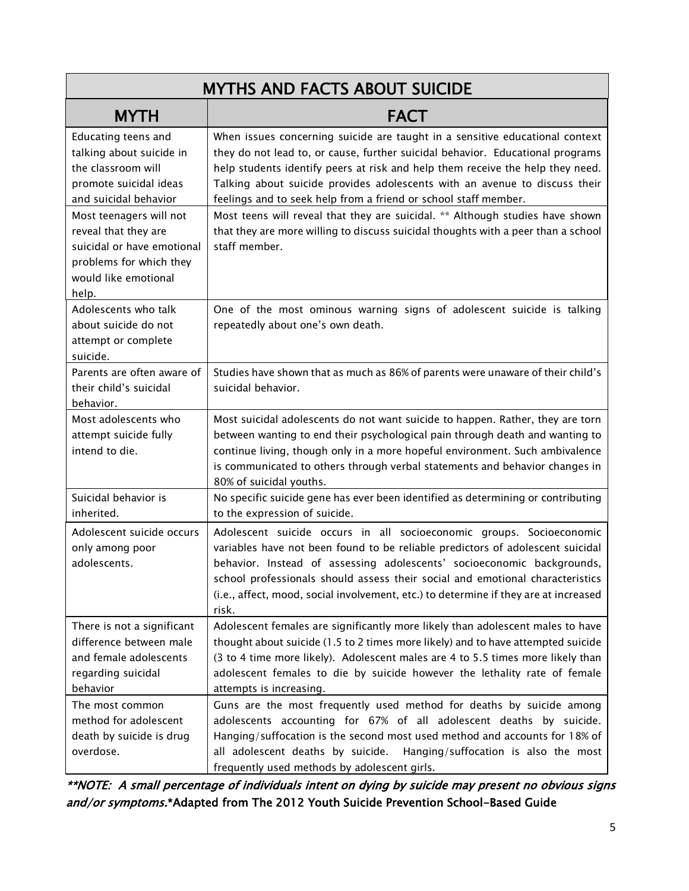| MYTHS AND FACTS ABOUT SUICIDE | |
|---|---|
| **MYTH** | **FACT** |
| Educating teens and talking about suicide in the classroom will promote suicidal ideas and suicidal behavior | When issues concerning suicide are taught in a sensitive educational context they do not lead to, or cause, further suicidal behavior. Educational programs help students identify peers at risk and help them receive the help they need. Talking about suicide provides adolescents with an avenue to discuss their feelings and to seek help from a friend or school staff member. |
| Most teenagers will not reveal that they are suicidal or have emotional problems for which they would like emotional help. | Most teens will reveal that they are suicidal. ** Although studies have shown that they are more willing to discuss suicidal thoughts with a peer than a school staff member. |
| Adolescents who talk about suicide do not attempt or complete suicide. | One of the most ominous warning signs of adolescent suicide is talking repeatedly about one's own death. |
| Parents are often aware of their child's suicidal behavior. | Studies have shown that as much as 86% of parents were unaware of their child's suicidal behavior. |
| Most adolescents who attempt suicide fully intend to die. | Most suicidal adolescents do not want suicide to happen. Rather, they are torn between wanting to end their psychological pain through death and wanting to continue living, though only in a more hopeful environment. Such ambivalence is communicated to others through verbal statements and behavior changes in 80% of suicidal youths. |
| Suicidal behavior is inherited. | No specific suicide gene has ever been identified as determining or contributing to the expression of suicide. |
| Adolescent suicide occurs only among poor adolescents. | Adolescent suicide occurs in all socioeconomic groups. Socioeconomic variables have not been found to be reliable predictors of adolescent suicidal behavior. Instead of assessing adolescents' socioeconomic backgrounds, school professionals should assess their social and emotional characteristics (i.e., affect, mood, social involvement, etc.) to determine if they are at increased risk. |
| There is not a significant difference between male and female adolescents regarding suicidal behavior | Adolescent females are significantly more likely than adolescent males to have thought about suicide (1.5 to 2 times more likely) and to have attempted suicide (3 to 4 time more likely). Adolescent males are 4 to 5.5 times more likely than adolescent females to die by suicide however the lethality rate of female attempts is increasing. |
| The most common method for adolescent death by suicide is drug overdose. | Guns are the most frequently used method for deaths by suicide among adolescents accounting for 67% of all adolescent deaths by suicide. Hanging/suffocation is the second most used method and accounts for 18% of all adolescent deaths by suicide. Hanging/suffocation is also the most frequently used methods by adolescent girls. |

*\*\*NOTE: A small percentage of individuals intent on dying by suicide may present no obvious signs and/or symptoms.*\***Adapted from The 2012 Youth Suicide Prevention School-Based Guide**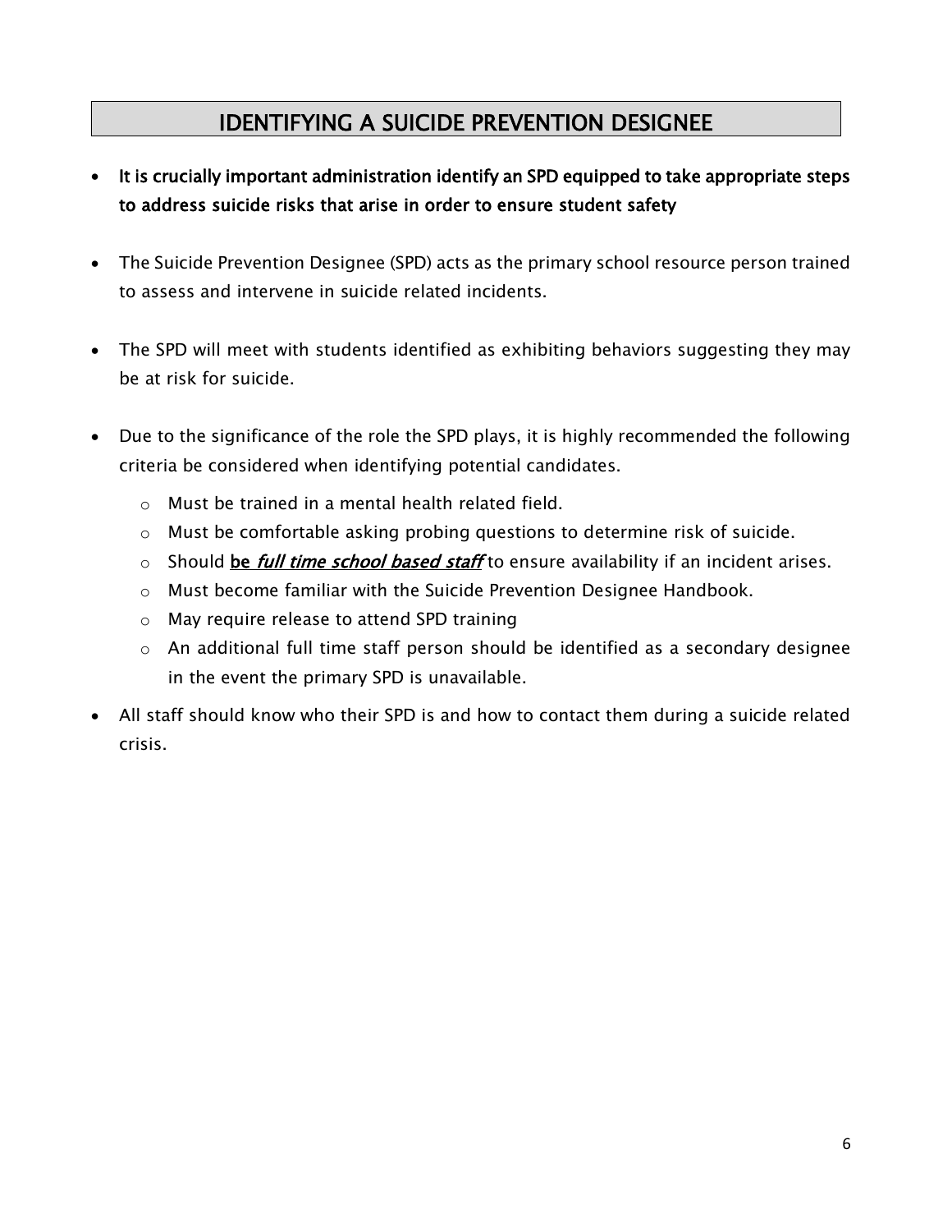## IDENTIFYING A SUICIDE PREVENTION DESIGNEE

- **It is crucially important administration identify an SPD equipped to take appropriate steps to address suicide risks that arise in order to ensure student safety**

- The Suicide Prevention Designee (SPD) acts as the primary school resource person trained to assess and intervene in suicide related incidents.

- The SPD will meet with students identified as exhibiting behaviors suggesting they may be at risk for suicide.

- Due to the significance of the role the SPD plays, it is highly recommended the following criteria be considered when identifying potential candidates.
  - Must be trained in a mental health related field.
  - Must be comfortable asking probing questions to determine risk of suicide.
  - Should **be *full time school based staff*** to ensure availability if an incident arises.
  - Must become familiar with the Suicide Prevention Designee Handbook.
  - May require release to attend SPD training
  - An additional full time staff person should be identified as a secondary designee in the event the primary SPD is unavailable.

- All staff should know who their SPD is and how to contact them during a suicide related crisis.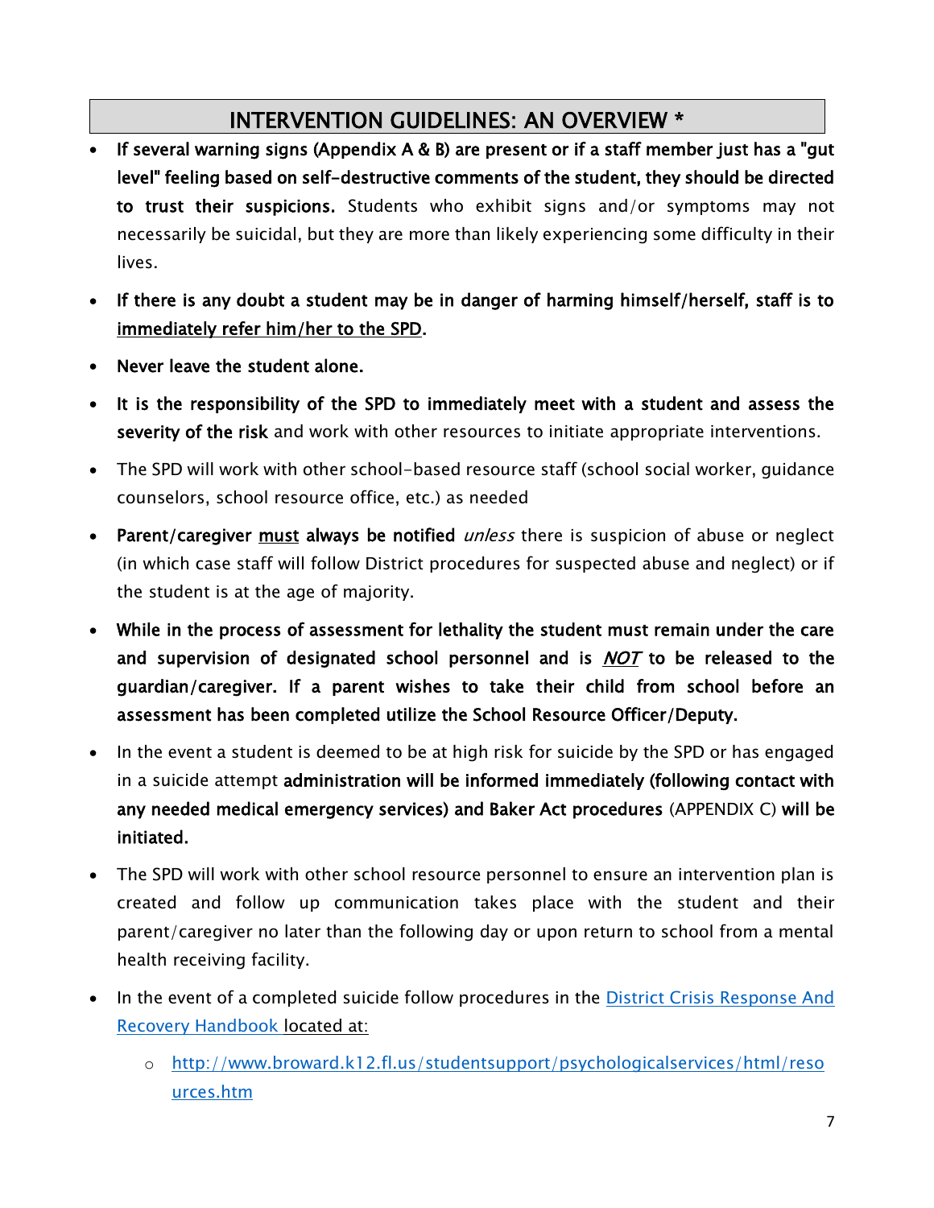## INTERVENTION GUIDELINES: AN OVERVIEW *

- **If several warning signs (Appendix A & B) are present or if a staff member just has a "gut level" feeling based on self-destructive comments of the student, they should be directed to trust their suspicions.** Students who exhibit signs and/or symptoms may not necessarily be suicidal, but they are more than likely experiencing some difficulty in their lives.

- **If there is any doubt a student may be in danger of harming himself/herself, staff is to <u>immediately refer him/her to the SPD</u>.**

- **Never leave the student alone.**

- **It is the responsibility of the SPD to immediately meet with a student and assess the severity of the risk** and work with other resources to initiate appropriate interventions.

- The SPD will work with other school-based resource staff (school social worker, guidance counselors, school resource office, etc.) as needed

- **Parent/caregiver <u>must</u> always be notified** *unless* there is suspicion of abuse or neglect (in which case staff will follow District procedures for suspected abuse and neglect) or if the student is at the age of majority.

- **While in the process of assessment for lethality the student must remain under the care and supervision of designated school personnel and is <u>*NOT*</u> to be released to the guardian/caregiver. If a parent wishes to take their child from school before an assessment has been completed utilize the School Resource Officer/Deputy.**

- In the event a student is deemed to be at high risk for suicide by the SPD or has engaged in a suicide attempt **administration will be informed immediately (following contact with any needed medical emergency services) and Baker Act procedures** (APPENDIX C) **will be initiated.**

- The SPD will work with other school resource personnel to ensure an intervention plan is created and follow up communication takes place with the student and their parent/caregiver no later than the following day or upon return to school from a mental health receiving facility.

- In the event of a completed suicide follow procedures in the [District Crisis Response And Recovery Handbook](http://www.broward.k12.fl.us/studentsupport/psychologicalservices/html/resources.htm) located at:
  - [http://www.broward.k12.fl.us/studentsupport/psychologicalservices/html/resources.htm](http://www.broward.k12.fl.us/studentsupport/psychologicalservices/html/resources.htm)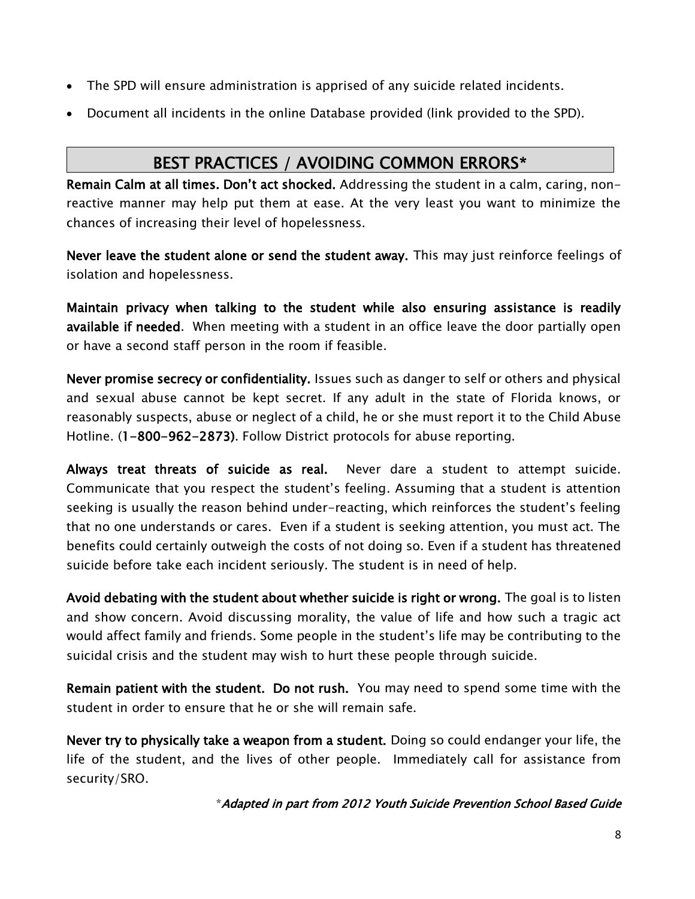- The SPD will ensure administration is apprised of any suicide related incidents.
- Document all incidents in the online Database provided (link provided to the SPD).

## BEST PRACTICES / AVOIDING COMMON ERRORS*

**Remain Calm at all times. Don't act shocked.** Addressing the student in a calm, caring, non-reactive manner may help put them at ease. At the very least you want to minimize the chances of increasing their level of hopelessness.

**Never leave the student alone or send the student away.** This may just reinforce feelings of isolation and hopelessness.

**Maintain privacy when talking to the student while also ensuring assistance is readily available if needed**. When meeting with a student in an office leave the door partially open or have a second staff person in the room if feasible.

**Never promise secrecy or confidentiality.** Issues such as danger to self or others and physical and sexual abuse cannot be kept secret. If any adult in the state of Florida knows, or reasonably suspects, abuse or neglect of a child, he or she must report it to the Child Abuse Hotline. (**1-800-962-2873)**. Follow District protocols for abuse reporting.

**Always treat threats of suicide as real.** Never dare a student to attempt suicide. Communicate that you respect the student's feeling. Assuming that a student is attention seeking is usually the reason behind under-reacting, which reinforces the student's feeling that no one understands or cares. Even if a student is seeking attention, you must act. The benefits could certainly outweigh the costs of not doing so. Even if a student has threatened suicide before take each incident seriously. The student is in need of help.

**Avoid debating with the student about whether suicide is right or wrong.** The goal is to listen and show concern. Avoid discussing morality, the value of life and how such a tragic act would affect family and friends. Some people in the student's life may be contributing to the suicidal crisis and the student may wish to hurt these people through suicide.

**Remain patient with the student. Do not rush.** You may need to spend some time with the student in order to ensure that he or she will remain safe.

**Never try to physically take a weapon from a student.** Doing so could endanger your life, the life of the student, and the lives of other people. Immediately call for assistance from security/SRO.

*\*Adapted in part from 2012 Youth Suicide Prevention School Based Guide*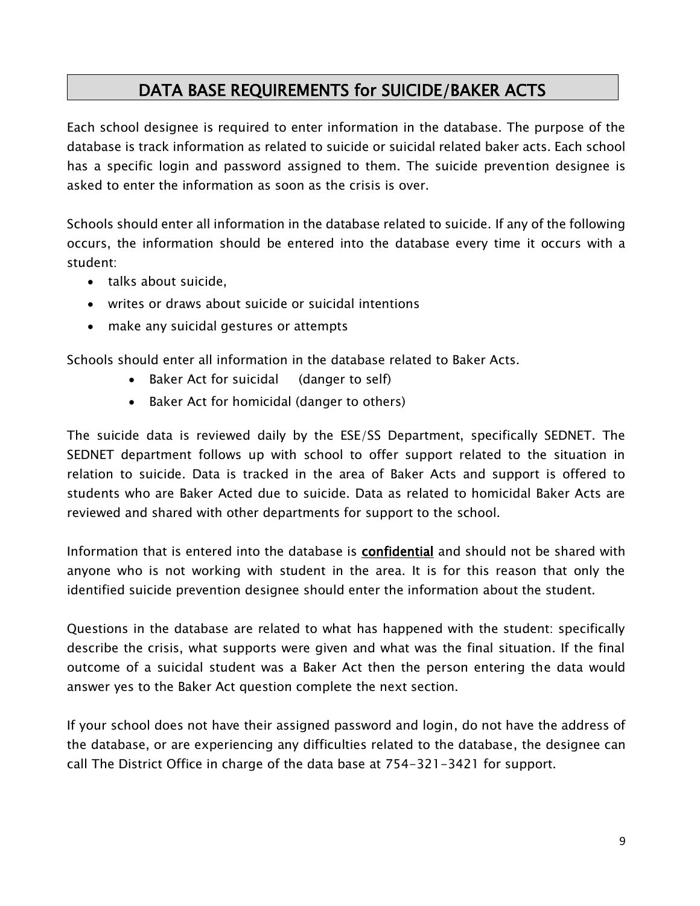# DATA BASE REQUIREMENTS for SUICIDE/BAKER ACTS

Each school designee is required to enter information in the database. The purpose of the database is track information as related to suicide or suicidal related baker acts. Each school has a specific login and password assigned to them. The suicide prevention designee is asked to enter the information as soon as the crisis is over.

Schools should enter all information in the database related to suicide. If any of the following occurs, the information should be entered into the database every time it occurs with a student:

- talks about suicide,
- writes or draws about suicide or suicidal intentions
- make any suicidal gestures or attempts

Schools should enter all information in the database related to Baker Acts.

- Baker Act for suicidal (danger to self)
- Baker Act for homicidal (danger to others)

The suicide data is reviewed daily by the ESE/SS Department, specifically SEDNET. The SEDNET department follows up with school to offer support related to the situation in relation to suicide. Data is tracked in the area of Baker Acts and support is offered to students who are Baker Acted due to suicide. Data as related to homicidal Baker Acts are reviewed and shared with other departments for support to the school.

Information that is entered into the database is **confidential** and should not be shared with anyone who is not working with student in the area. It is for this reason that only the identified suicide prevention designee should enter the information about the student.

Questions in the database are related to what has happened with the student: specifically describe the crisis, what supports were given and what was the final situation. If the final outcome of a suicidal student was a Baker Act then the person entering the data would answer yes to the Baker Act question complete the next section.

If your school does not have their assigned password and login, do not have the address of the database, or are experiencing any difficulties related to the database, the designee can call The District Office in charge of the data base at 754-321-3421 for support.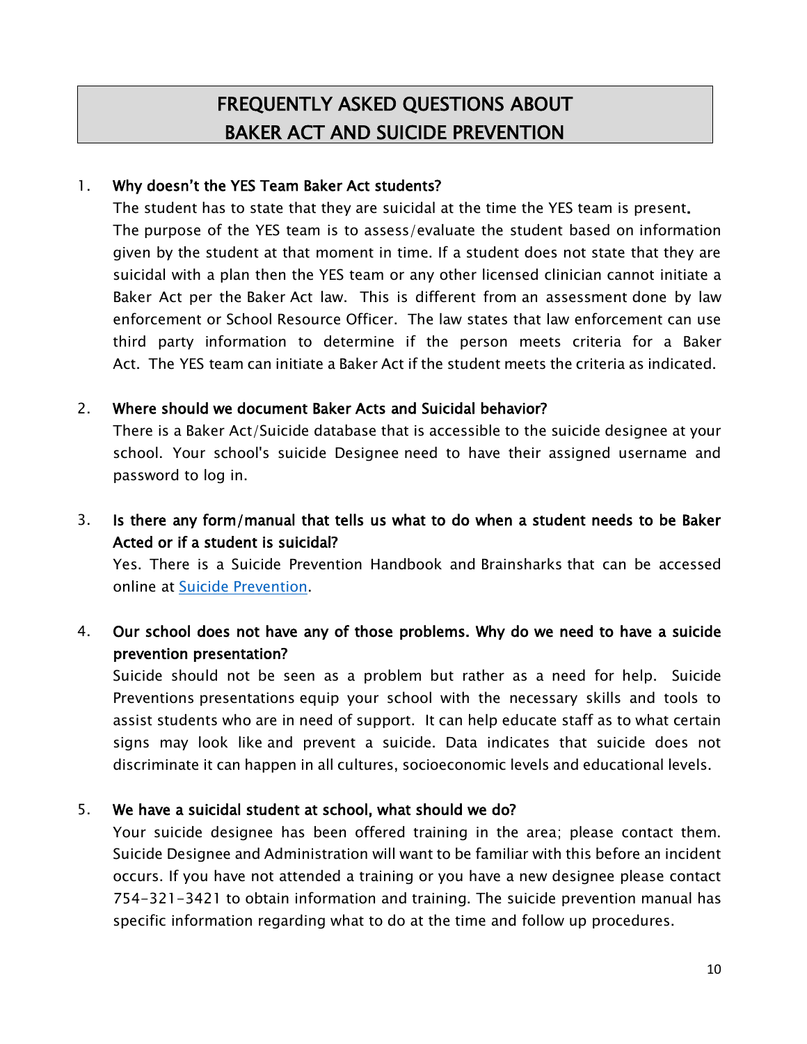# FREQUENTLY ASKED QUESTIONS ABOUT BAKER ACT AND SUICIDE PREVENTION

1. **Why doesn't the YES Team Baker Act students?**

   The student has to state that they are suicidal at the time the YES team is present. The purpose of the YES team is to assess/evaluate the student based on information given by the student at that moment in time. If a student does not state that they are suicidal with a plan then the YES team or any other licensed clinician cannot initiate a Baker Act per the Baker Act law. This is different from an assessment done by law enforcement or School Resource Officer. The law states that law enforcement can use third party information to determine if the person meets criteria for a Baker Act. The YES team can initiate a Baker Act if the student meets the criteria as indicated.

2. **Where should we document Baker Acts and Suicidal behavior?**

   There is a Baker Act/Suicide database that is accessible to the suicide designee at your school. Your school's suicide Designee need to have their assigned username and password to log in.

3. **Is there any form/manual that tells us what to do when a student needs to be Baker Acted or if a student is suicidal?**

   Yes. There is a Suicide Prevention Handbook and Brainsharks that can be accessed online at [Suicide Prevention](#).

4. **Our school does not have any of those problems. Why do we need to have a suicide prevention presentation?**

   Suicide should not be seen as a problem but rather as a need for help. Suicide Preventions presentations equip your school with the necessary skills and tools to assist students who are in need of support. It can help educate staff as to what certain signs may look like and prevent a suicide. Data indicates that suicide does not discriminate it can happen in all cultures, socioeconomic levels and educational levels.

5. **We have a suicidal student at school, what should we do?**

   Your suicide designee has been offered training in the area; please contact them. Suicide Designee and Administration will want to be familiar with this before an incident occurs. If you have not attended a training or you have a new designee please contact 754-321-3421 to obtain information and training. The suicide prevention manual has specific information regarding what to do at the time and follow up procedures.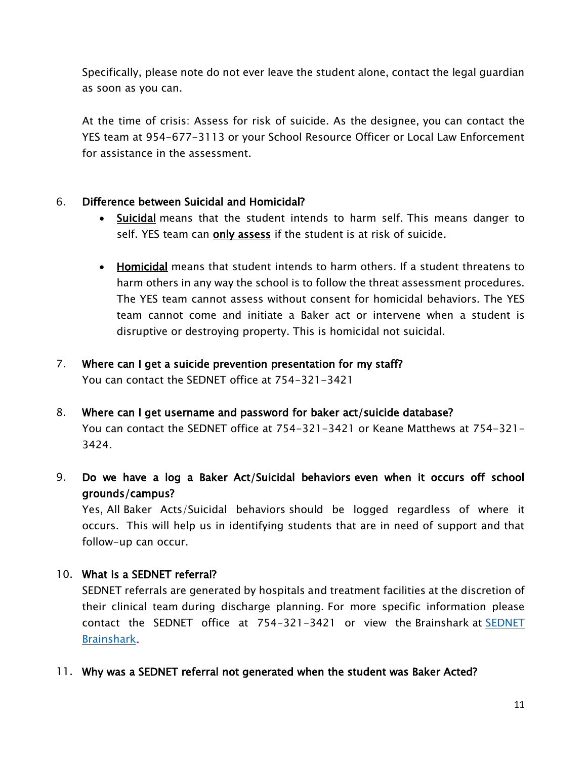Specifically, please note do not ever leave the student alone, contact the legal guardian as soon as you can.

At the time of crisis: Assess for risk of suicide. As the designee, you can contact the YES team at 954-677-3113 or your School Resource Officer or Local Law Enforcement for assistance in the assessment.

6. **Difference between Suicidal and Homicidal?**
   - <u>Suicidal</u> means that the student intends to harm self. This means danger to self. YES team can **<u>only assess</u>** if the student is at risk of suicide.

   - <u>Homicidal</u> means that student intends to harm others. If a student threatens to harm others in any way the school is to follow the threat assessment procedures. The YES team cannot assess without consent for homicidal behaviors. The YES team cannot come and initiate a Baker act or intervene when a student is disruptive or destroying property. This is homicidal not suicidal.

7. **Where can I get a suicide prevention presentation for my staff?**
   You can contact the SEDNET office at 754-321-3421

8. **Where can I get username and password for baker act/suicide database?**
   You can contact the SEDNET office at 754-321-3421 or Keane Matthews at 754-321-3424.

9. **Do we have a log a Baker Act/Suicidal behaviors even when it occurs off school grounds/campus?**
   Yes, All Baker Acts/Suicidal behaviors should be logged regardless of where it occurs. This will help us in identifying students that are in need of support and that follow-up can occur.

10. **What is a SEDNET referral?**
    SEDNET referrals are generated by hospitals and treatment facilities at the discretion of their clinical team during discharge planning. For more specific information please contact the SEDNET office at 754-321-3421 or view the Brainshark at [SEDNET Brainshark](#).

11. **Why was a SEDNET referral not generated when the student was Baker Acted?**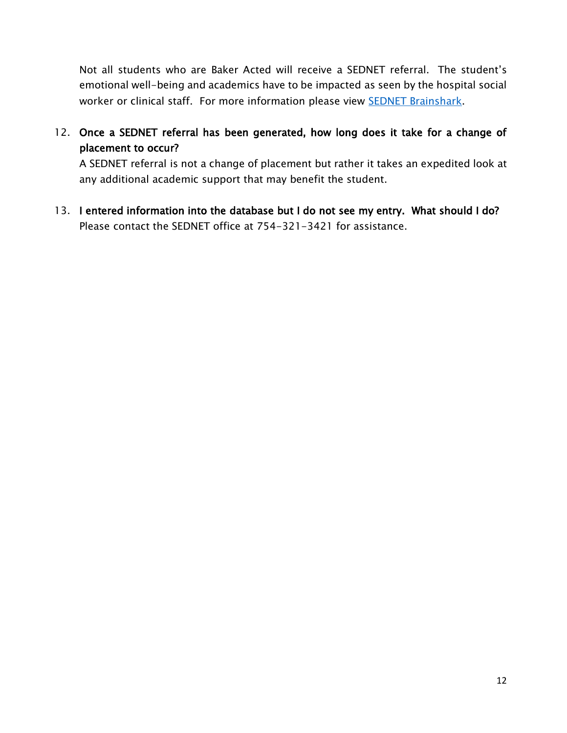Not all students who are Baker Acted will receive a SEDNET referral. The student's emotional well-being and academics have to be impacted as seen by the hospital social worker or clinical staff. For more information please view SEDNET Brainshark.

12. **Once a SEDNET referral has been generated, how long does it take for a change of placement to occur?**
    A SEDNET referral is not a change of placement but rather it takes an expedited look at any additional academic support that may benefit the student.

13. **I entered information into the database but I do not see my entry. What should I do?**
    Please contact the SEDNET office at 754-321-3421 for assistance.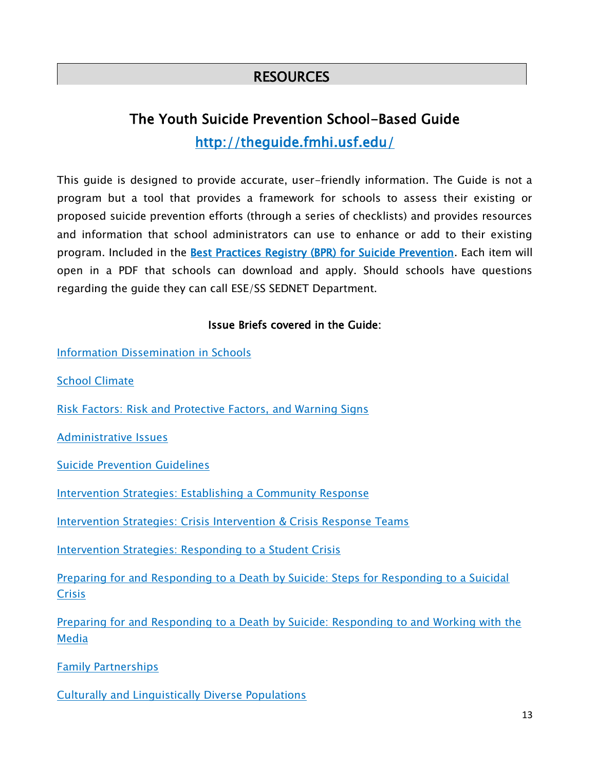# RESOURCES

## The Youth Suicide Prevention School-Based Guide

[http://theguide.fmhi.usf.edu/](http://theguide.fmhi.usf.edu/)

This guide is designed to provide accurate, user-friendly information. The Guide is not a program but a tool that provides a framework for schools to assess their existing or proposed suicide prevention efforts (through a series of checklists) and provides resources and information that school administrators can use to enhance or add to their existing program. Included in the **Best Practices Registry (BPR) for Suicide Prevention**. Each item will open in a PDF that schools can download and apply. Should schools have questions regarding the guide they can call ESE/SS SEDNET Department.

**Issue Briefs covered in the Guide:**

Information Dissemination in Schools

School Climate

Risk Factors: Risk and Protective Factors, and Warning Signs

Administrative Issues

Suicide Prevention Guidelines

Intervention Strategies: Establishing a Community Response

Intervention Strategies: Crisis Intervention & Crisis Response Teams

Intervention Strategies: Responding to a Student Crisis

Preparing for and Responding to a Death by Suicide: Steps for Responding to a Suicidal Crisis

Preparing for and Responding to a Death by Suicide: Responding to and Working with the Media

Family Partnerships

Culturally and Linguistically Diverse Populations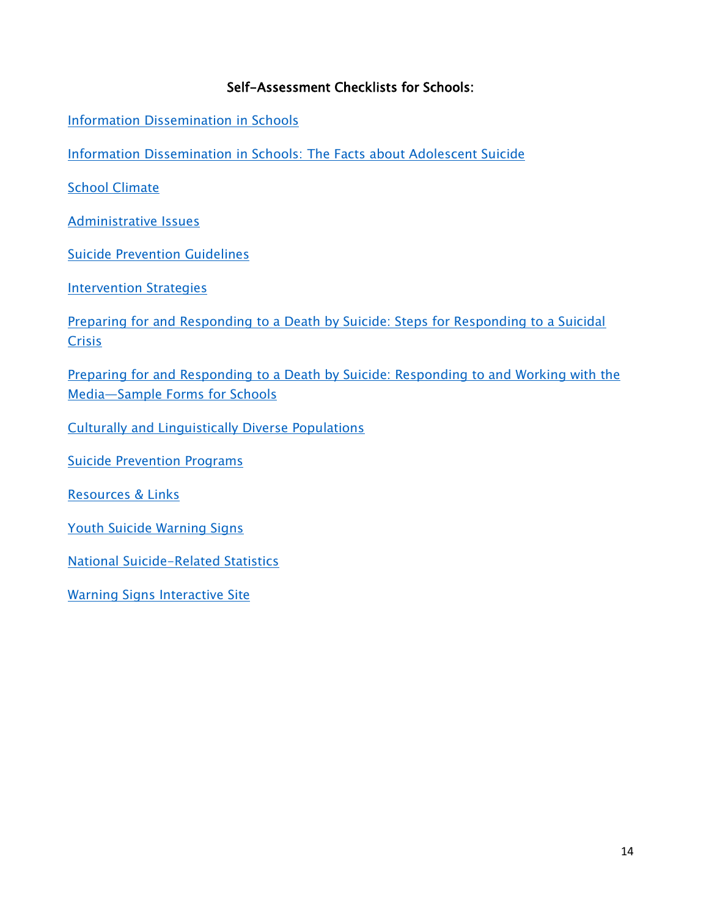## Self-Assessment Checklists for Schools:

Information Dissemination in Schools

Information Dissemination in Schools: The Facts about Adolescent Suicide

School Climate

Administrative Issues

Suicide Prevention Guidelines

Intervention Strategies

Preparing for and Responding to a Death by Suicide: Steps for Responding to a Suicidal Crisis

Preparing for and Responding to a Death by Suicide: Responding to and Working with the Media—Sample Forms for Schools

Culturally and Linguistically Diverse Populations

Suicide Prevention Programs

Resources & Links

Youth Suicide Warning Signs

National Suicide-Related Statistics

Warning Signs Interactive Site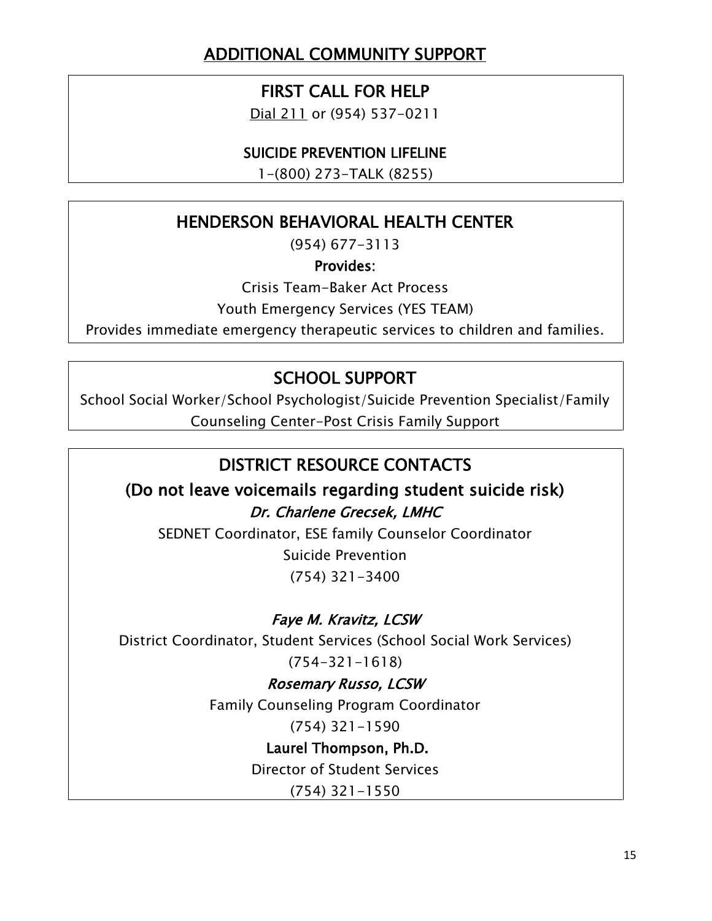# ADDITIONAL COMMUNITY SUPPORT

## FIRST CALL FOR HELP

Dial 211 or (954) 537-0211

### SUICIDE PREVENTION LIFELINE

1-(800) 273-TALK (8255)

## HENDERSON BEHAVIORAL HEALTH CENTER

(954) 677-3113

**Provides:**

Crisis Team-Baker Act Process

Youth Emergency Services (YES TEAM)

Provides immediate emergency therapeutic services to children and families.

## SCHOOL SUPPORT

School Social Worker/School Psychologist/Suicide Prevention Specialist/Family Counseling Center-Post Crisis Family Support

## DISTRICT RESOURCE CONTACTS

### (Do not leave voicemails regarding student suicide risk)

*Dr. Charlene Grecsek, LMHC*

SEDNET Coordinator, ESE family Counselor Coordinator

Suicide Prevention

(754) 321-3400

*Faye M. Kravitz, LCSW*

District Coordinator, Student Services (School Social Work Services)

(754-321-1618)

*Rosemary Russo, LCSW*

Family Counseling Program Coordinator

(754) 321-1590

**Laurel Thompson, Ph.D.**

Director of Student Services

(754) 321-1550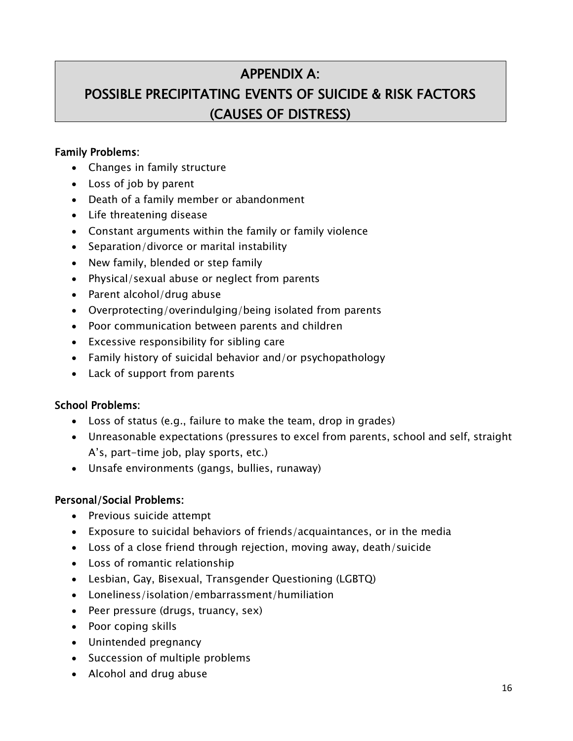# APPENDIX A:
# POSSIBLE PRECIPITATING EVENTS OF SUICIDE & RISK FACTORS (CAUSES OF DISTRESS)

**Family Problems:**

- Changes in family structure
- Loss of job by parent
- Death of a family member or abandonment
- Life threatening disease
- Constant arguments within the family or family violence
- Separation/divorce or marital instability
- New family, blended or step family
- Physical/sexual abuse or neglect from parents
- Parent alcohol/drug abuse
- Overprotecting/overindulging/being isolated from parents
- Poor communication between parents and children
- Excessive responsibility for sibling care
- Family history of suicidal behavior and/or psychopathology
- Lack of support from parents

**School Problems:**

- Loss of status (e.g., failure to make the team, drop in grades)
- Unreasonable expectations (pressures to excel from parents, school and self, straight A's, part-time job, play sports, etc.)
- Unsafe environments (gangs, bullies, runaway)

**Personal/Social Problems:**

- Previous suicide attempt
- Exposure to suicidal behaviors of friends/acquaintances, or in the media
- Loss of a close friend through rejection, moving away, death/suicide
- Loss of romantic relationship
- Lesbian, Gay, Bisexual, Transgender Questioning (LGBTQ)
- Loneliness/isolation/embarrassment/humiliation
- Peer pressure (drugs, truancy, sex)
- Poor coping skills
- Unintended pregnancy
- Succession of multiple problems
- Alcohol and drug abuse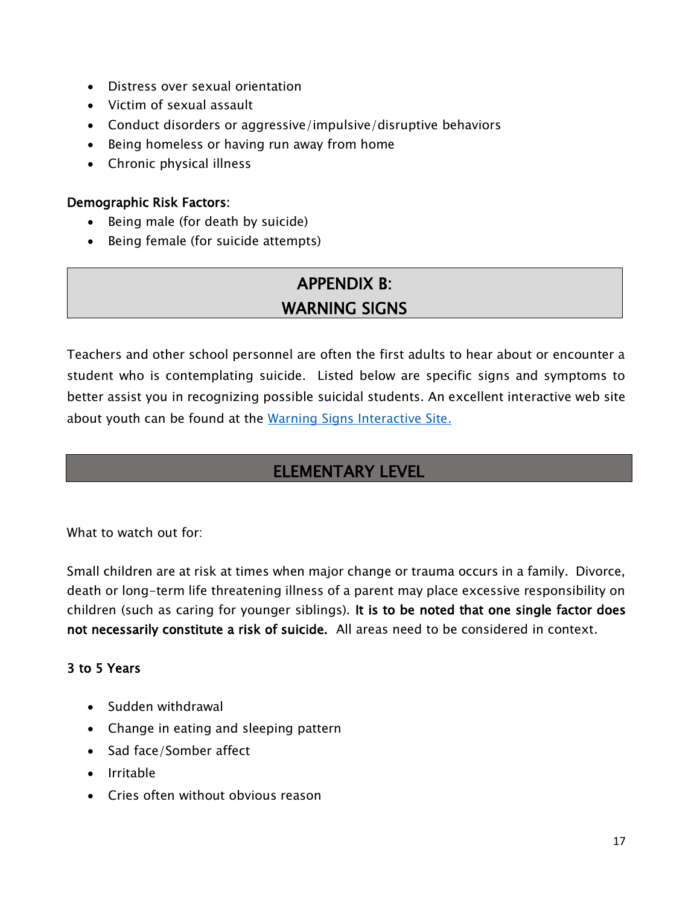- Distress over sexual orientation
- Victim of sexual assault
- Conduct disorders or aggressive/impulsive/disruptive behaviors
- Being homeless or having run away from home
- Chronic physical illness

**Demographic Risk Factors:**

- Being male (for death by suicide)
- Being female (for suicide attempts)

## APPENDIX B: WARNING SIGNS

Teachers and other school personnel are often the first adults to hear about or encounter a student who is contemplating suicide. Listed below are specific signs and symptoms to better assist you in recognizing possible suicidal students. An excellent interactive web site about youth can be found at the [Warning Signs Interactive Site.]()

## ELEMENTARY LEVEL

What to watch out for:

Small children are at risk at times when major change or trauma occurs in a family. Divorce, death or long-term life threatening illness of a parent may place excessive responsibility on children (such as caring for younger siblings). **It is to be noted that one single factor does not necessarily constitute a risk of suicide.** All areas need to be considered in context.

### 3 to 5 Years

- Sudden withdrawal
- Change in eating and sleeping pattern
- Sad face/Somber affect
- Irritable
- Cries often without obvious reason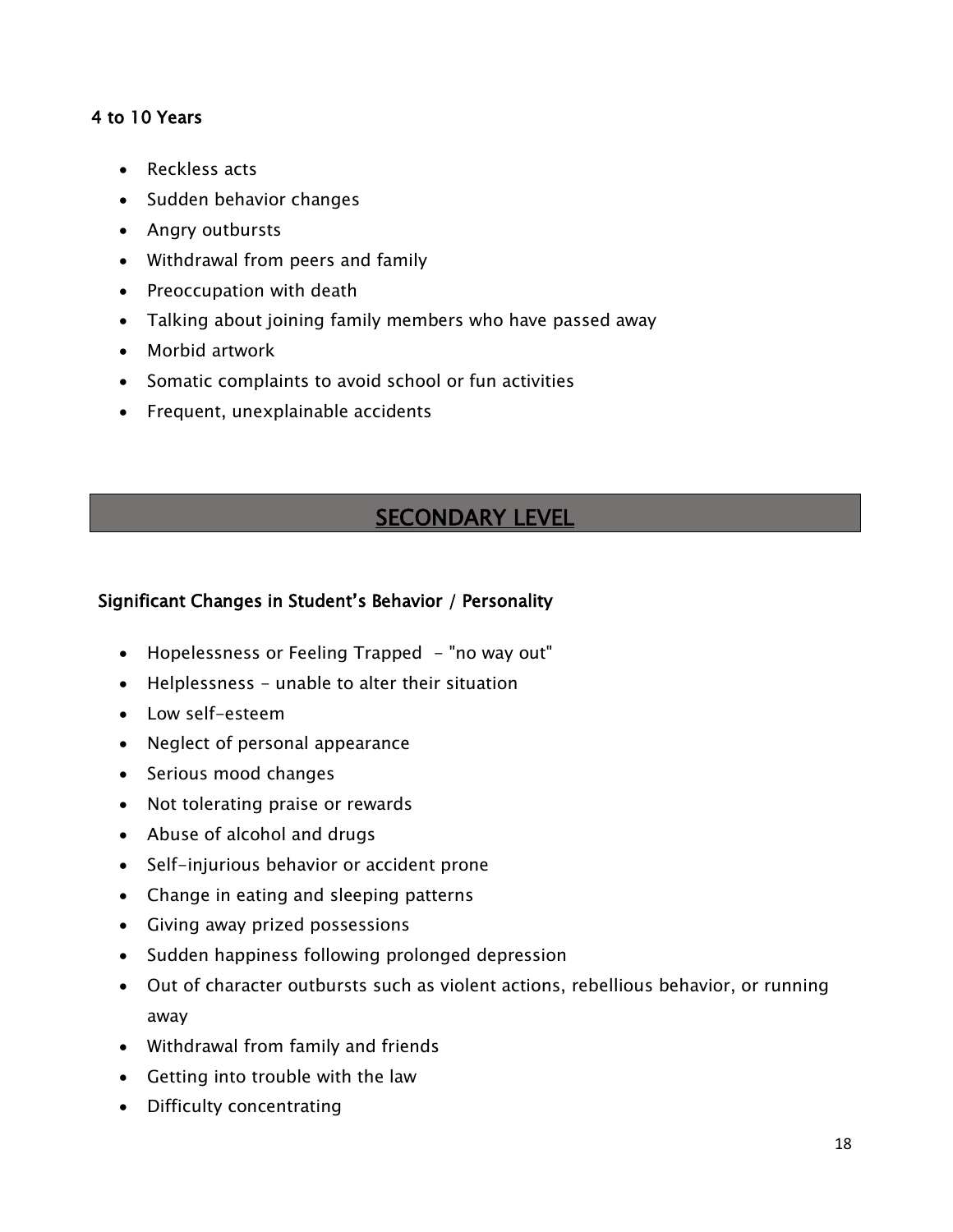#### 4 to 10 Years

- Reckless acts
- Sudden behavior changes
- Angry outbursts
- Withdrawal from peers and family
- Preoccupation with death
- Talking about joining family members who have passed away
- Morbid artwork
- Somatic complaints to avoid school or fun activities
- Frequent, unexplainable accidents

## SECONDARY LEVEL

#### Significant Changes in Student's Behavior / Personality

- Hopelessness or Feeling Trapped - "no way out"
- Helplessness - unable to alter their situation
- Low self-esteem
- Neglect of personal appearance
- Serious mood changes
- Not tolerating praise or rewards
- Abuse of alcohol and drugs
- Self-injurious behavior or accident prone
- Change in eating and sleeping patterns
- Giving away prized possessions
- Sudden happiness following prolonged depression
- Out of character outbursts such as violent actions, rebellious behavior, or running away
- Withdrawal from family and friends
- Getting into trouble with the law
- Difficulty concentrating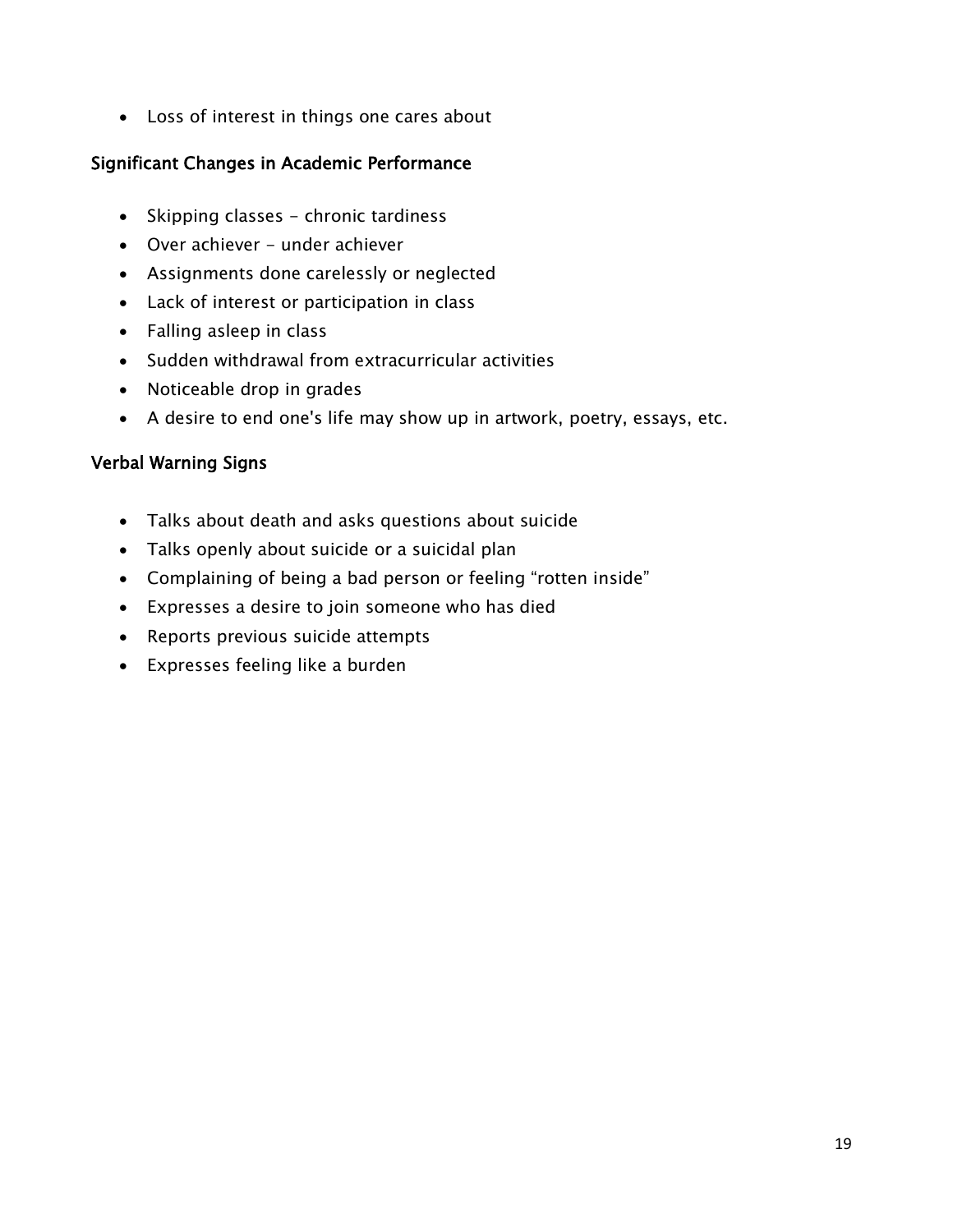- Loss of interest in things one cares about

### Significant Changes in Academic Performance

- Skipping classes - chronic tardiness
- Over achiever - under achiever
- Assignments done carelessly or neglected
- Lack of interest or participation in class
- Falling asleep in class
- Sudden withdrawal from extracurricular activities
- Noticeable drop in grades
- A desire to end one's life may show up in artwork, poetry, essays, etc.

### Verbal Warning Signs

- Talks about death and asks questions about suicide
- Talks openly about suicide or a suicidal plan
- Complaining of being a bad person or feeling "rotten inside"
- Expresses a desire to join someone who has died
- Reports previous suicide attempts
- Expresses feeling like a burden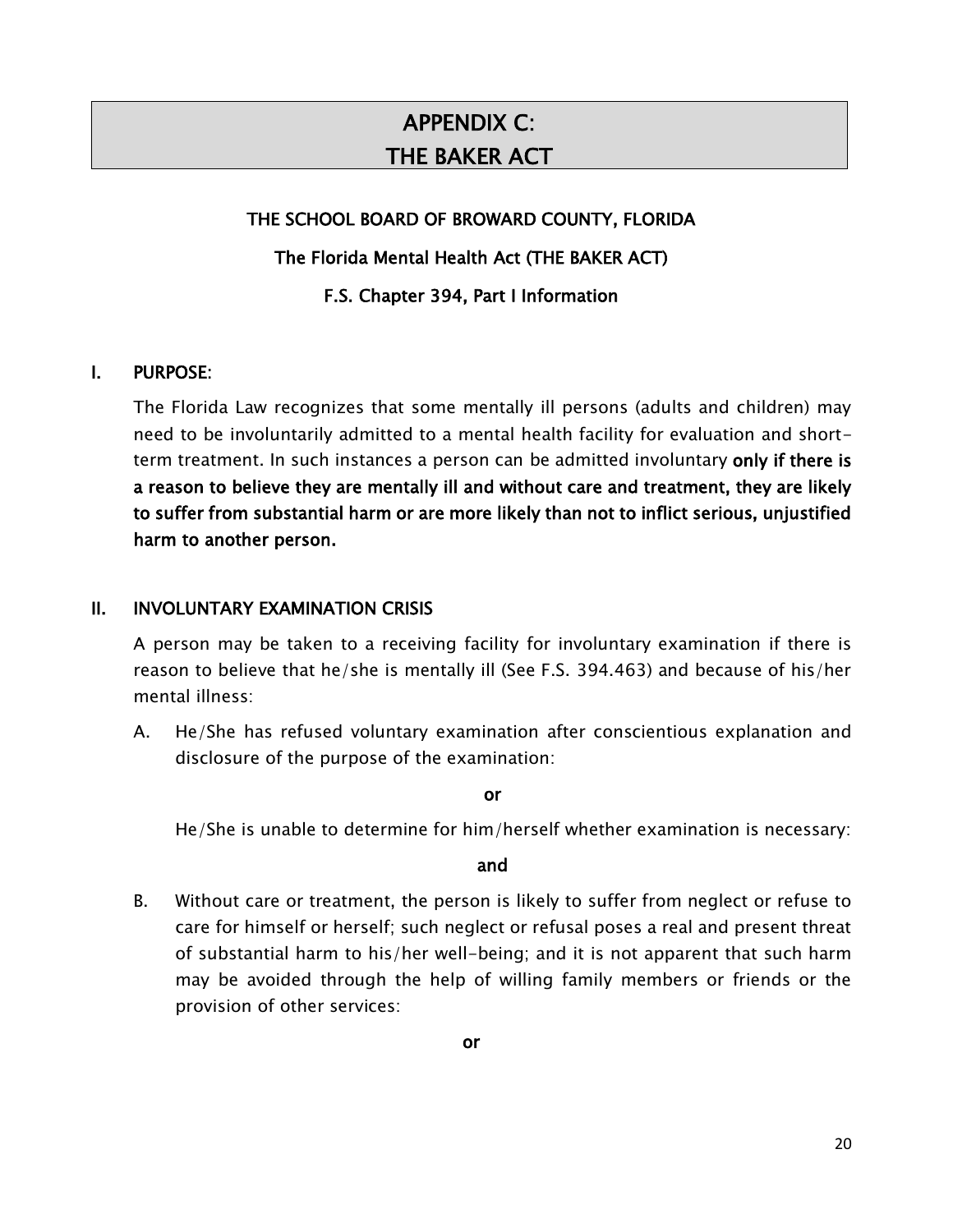# APPENDIX C: THE BAKER ACT

**THE SCHOOL BOARD OF BROWARD COUNTY, FLORIDA**

**The Florida Mental Health Act (THE BAKER ACT)**

**F.S. Chapter 394, Part I Information**

## I. PURPOSE:

The Florida Law recognizes that some mentally ill persons (adults and children) may need to be involuntarily admitted to a mental health facility for evaluation and short-term treatment. In such instances a person can be admitted involuntary **only if there is a reason to believe they are mentally ill and without care and treatment, they are likely to suffer from substantial harm or are more likely than not to inflict serious, unjustified harm to another person.**

## II. INVOLUNTARY EXAMINATION CRISIS

A person may be taken to a receiving facility for involuntary examination if there is reason to believe that he/she is mentally ill (See F.S. 394.463) and because of his/her mental illness:

A. He/She has refused voluntary examination after conscientious explanation and disclosure of the purpose of the examination:

**or**

He/She is unable to determine for him/herself whether examination is necessary:

**and**

B. Without care or treatment, the person is likely to suffer from neglect or refuse to care for himself or herself; such neglect or refusal poses a real and present threat of substantial harm to his/her well-being; and it is not apparent that such harm may be avoided through the help of willing family members or friends or the provision of other services:

**or**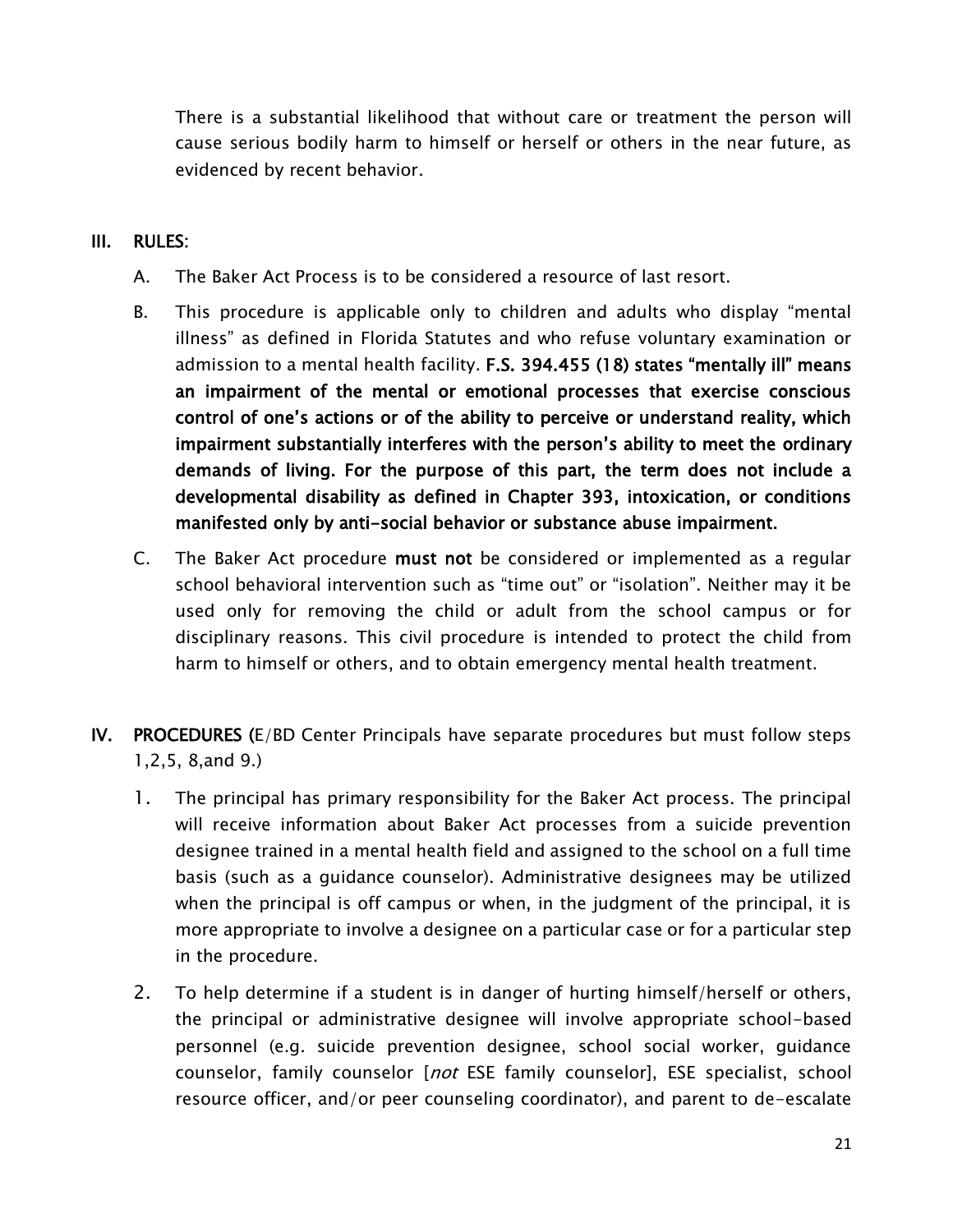There is a substantial likelihood that without care or treatment the person will cause serious bodily harm to himself or herself or others in the near future, as evidenced by recent behavior.

## III. RULES:

A. The Baker Act Process is to be considered a resource of last resort.

B. This procedure is applicable only to children and adults who display "mental illness" as defined in Florida Statutes and who refuse voluntary examination or admission to a mental health facility. **F.S. 394.455 (18) states "mentally ill" means an impairment of the mental or emotional processes that exercise conscious control of one's actions or of the ability to perceive or understand reality, which impairment substantially interferes with the person's ability to meet the ordinary demands of living. For the purpose of this part, the term does not include a developmental disability as defined in Chapter 393, intoxication, or conditions manifested only by anti-social behavior or substance abuse impairment.**

C. The Baker Act procedure **must not** be considered or implemented as a regular school behavioral intervention such as "time out" or "isolation". Neither may it be used only for removing the child or adult from the school campus or for disciplinary reasons. This civil procedure is intended to protect the child from harm to himself or others, and to obtain emergency mental health treatment.

## IV. PROCEDURES (E/BD Center Principals have separate procedures but must follow steps 1,2,5, 8,and 9.)

1. The principal has primary responsibility for the Baker Act process. The principal will receive information about Baker Act processes from a suicide prevention designee trained in a mental health field and assigned to the school on a full time basis (such as a guidance counselor). Administrative designees may be utilized when the principal is off campus or when, in the judgment of the principal, it is more appropriate to involve a designee on a particular case or for a particular step in the procedure.

2. To help determine if a student is in danger of hurting himself/herself or others, the principal or administrative designee will involve appropriate school-based personnel (e.g. suicide prevention designee, school social worker, guidance counselor, family counselor [*not* ESE family counselor], ESE specialist, school resource officer, and/or peer counseling coordinator), and parent to de-escalate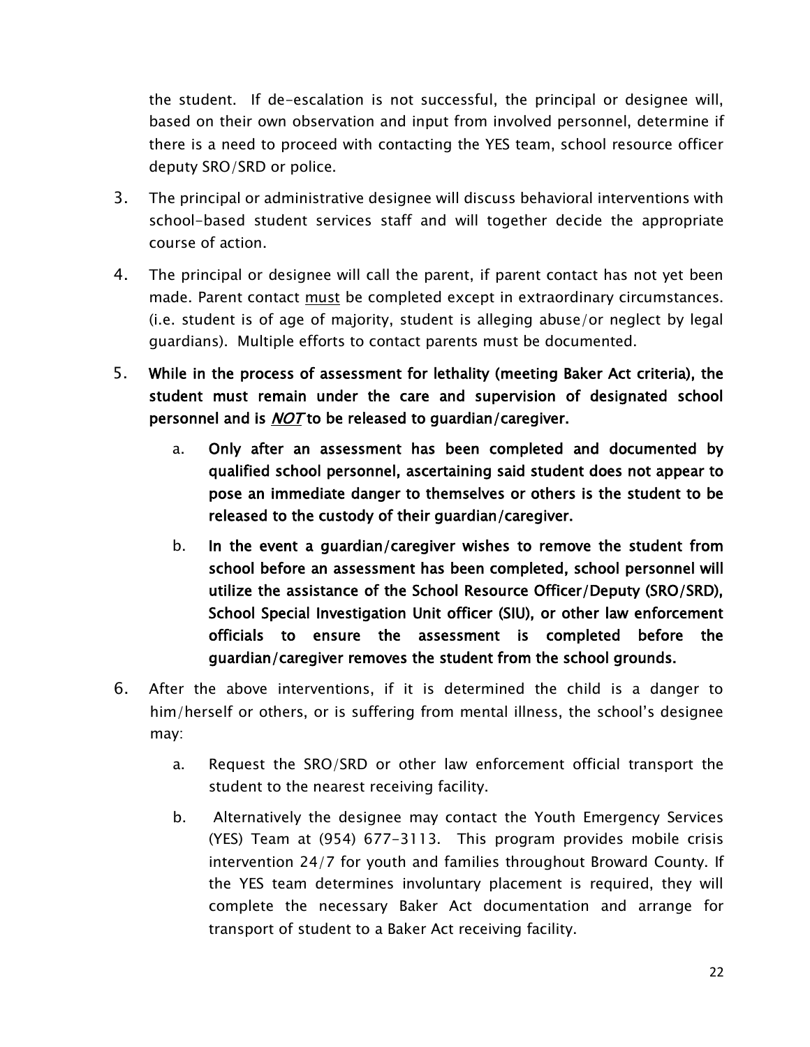the student. If de-escalation is not successful, the principal or designee will, based on their own observation and input from involved personnel, determine if there is a need to proceed with contacting the YES team, school resource officer deputy SRO/SRD or police.

3. The principal or administrative designee will discuss behavioral interventions with school-based student services staff and will together decide the appropriate course of action.

4. The principal or designee will call the parent, if parent contact has not yet been made. Parent contact <u>must</u> be completed except in extraordinary circumstances. (i.e. student is of age of majority, student is alleging abuse/or neglect by legal guardians). Multiple efforts to contact parents must be documented.

5. **While in the process of assessment for lethality (meeting Baker Act criteria), the student must remain under the care and supervision of designated school personnel and is <u>*NOT*</u> to be released to guardian/caregiver.**

    a. **Only after an assessment has been completed and documented by qualified school personnel, ascertaining said student does not appear to pose an immediate danger to themselves or others is the student to be released to the custody of their guardian/caregiver.**

    b. **In the event a guardian/caregiver wishes to remove the student from school before an assessment has been completed, school personnel will utilize the assistance of the School Resource Officer/Deputy (SRO/SRD), School Special Investigation Unit officer (SIU), or other law enforcement officials to ensure the assessment is completed before the guardian/caregiver removes the student from the school grounds.**

6. After the above interventions, if it is determined the child is a danger to him/herself or others, or is suffering from mental illness, the school's designee may:

    a. Request the SRO/SRD or other law enforcement official transport the student to the nearest receiving facility.

    b. Alternatively the designee may contact the Youth Emergency Services (YES) Team at (954) 677-3113. This program provides mobile crisis intervention 24/7 for youth and families throughout Broward County. If the YES team determines involuntary placement is required, they will complete the necessary Baker Act documentation and arrange for transport of student to a Baker Act receiving facility.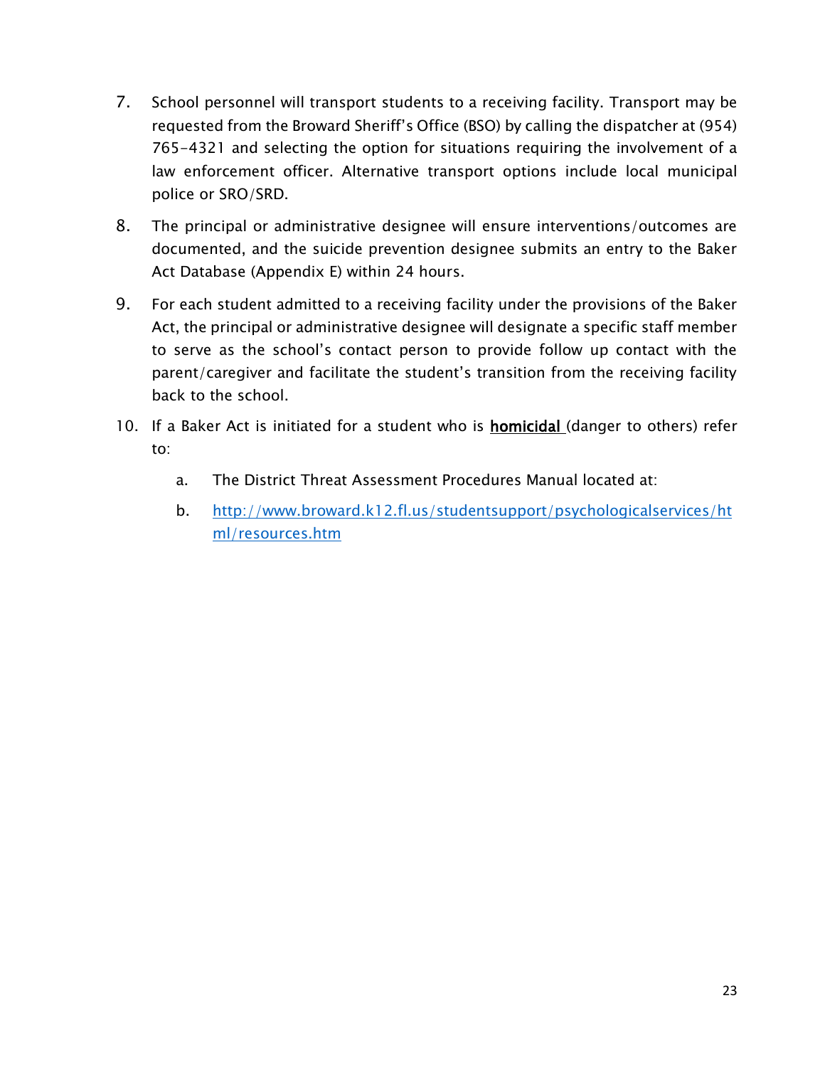7. School personnel will transport students to a receiving facility. Transport may be requested from the Broward Sheriff's Office (BSO) by calling the dispatcher at (954) 765-4321 and selecting the option for situations requiring the involvement of a law enforcement officer. Alternative transport options include local municipal police or SRO/SRD.

8. The principal or administrative designee will ensure interventions/outcomes are documented, and the suicide prevention designee submits an entry to the Baker Act Database (Appendix E) within 24 hours.

9. For each student admitted to a receiving facility under the provisions of the Baker Act, the principal or administrative designee will designate a specific staff member to serve as the school's contact person to provide follow up contact with the parent/caregiver and facilitate the student's transition from the receiving facility back to the school.

10. If a Baker Act is initiated for a student who is **homicidal** (danger to others) refer to:

    a. The District Threat Assessment Procedures Manual located at:

    b. [http://www.broward.k12.fl.us/studentsupport/psychologicalservices/html/resources.htm](http://www.broward.k12.fl.us/studentsupport/psychologicalservices/html/resources.htm)